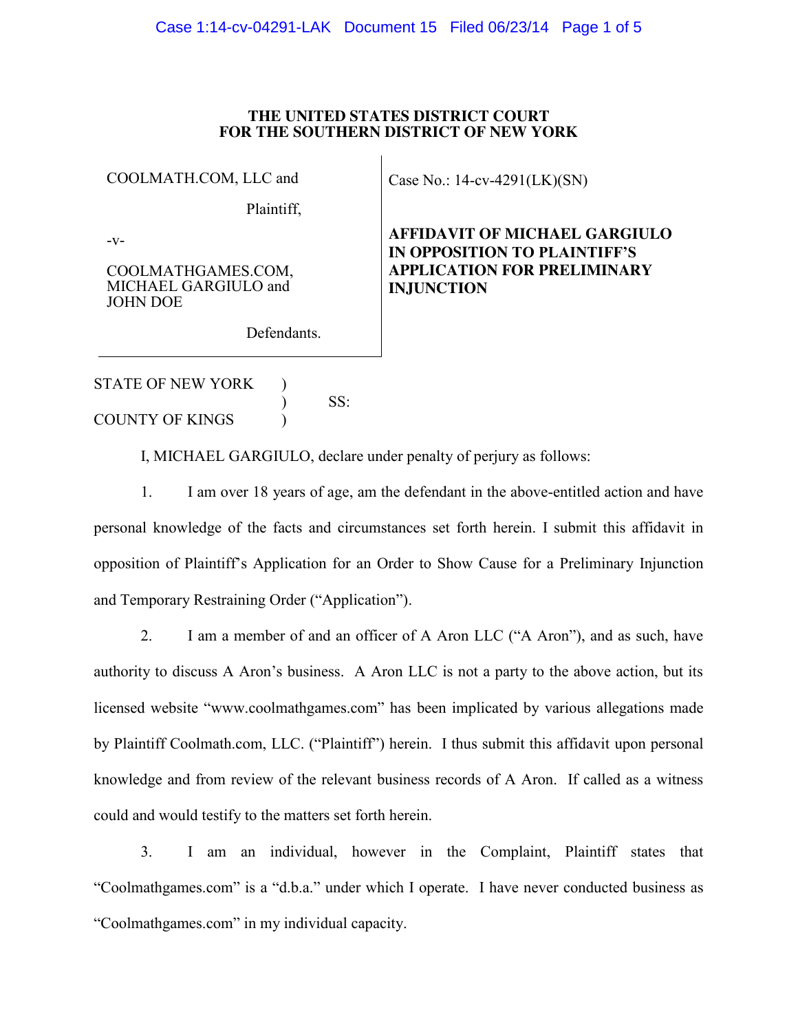# THE UNITED STATES DISTRICT COURT
# FOR THE SOUTHERN DISTRICT OF NEW YORK

COOLMATH.COM, LLC and

Plaintiff,

-v-

COOLMATHGAMES.COM, MICHAEL GARGIULO and JOHN DOE

Defendants.

Case No.: 14-cv-4291(LK)(SN)

**AFFIDAVIT OF MICHAEL GARGIULO IN OPPOSITION TO PLAINTIFF'S APPLICATION FOR PRELIMINARY INJUNCTION**

STATE OF NEW YORK )
) SS:
COUNTY OF KINGS )

I, MICHAEL GARGIULO, declare under penalty of perjury as follows:

1. I am over 18 years of age, am the defendant in the above-entitled action and have personal knowledge of the facts and circumstances set forth herein. I submit this affidavit in opposition of Plaintiff's Application for an Order to Show Cause for a Preliminary Injunction and Temporary Restraining Order ("Application").

2. I am a member of and an officer of A Aron LLC ("A Aron"), and as such, have authority to discuss A Aron's business. A Aron LLC is not a party to the above action, but its licensed website "www.coolmathgames.com" has been implicated by various allegations made by Plaintiff Coolmath.com, LLC. ("Plaintiff") herein. I thus submit this affidavit upon personal knowledge and from review of the relevant business records of A Aron. If called as a witness could and would testify to the matters set forth herein.

3. I am an individual, however in the Complaint, Plaintiff states that "Coolmathgames.com" is a "d.b.a." under which I operate. I have never conducted business as "Coolmathgames.com" in my individual capacity.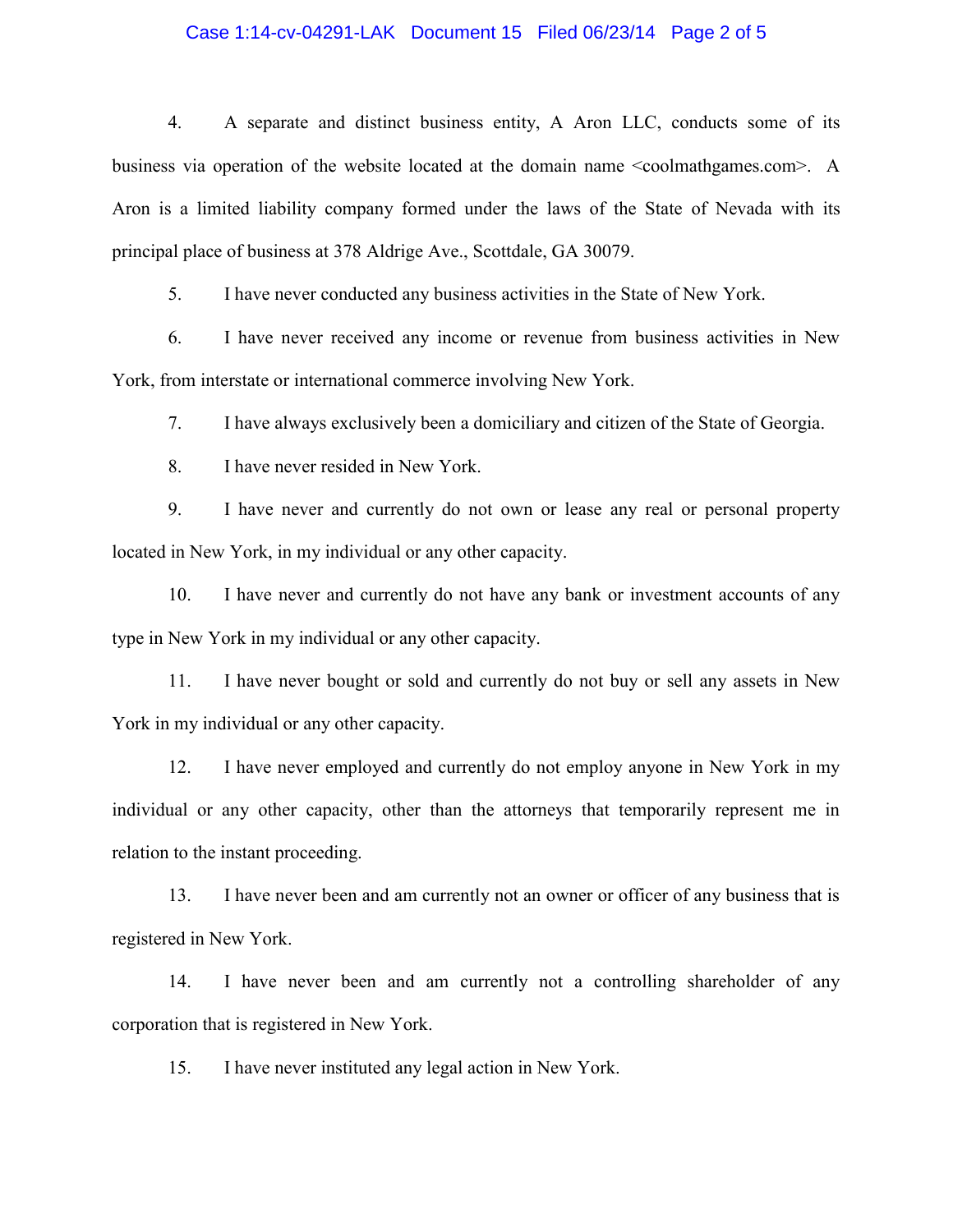4. A separate and distinct business entity, A Aron LLC, conducts some of its business via operation of the website located at the domain name <coolmathgames.com>. A Aron is a limited liability company formed under the laws of the State of Nevada with its principal place of business at 378 Aldrige Ave., Scottdale, GA 30079.

5. I have never conducted any business activities in the State of New York.

6. I have never received any income or revenue from business activities in New York, from interstate or international commerce involving New York.

7. I have always exclusively been a domiciliary and citizen of the State of Georgia.

8. I have never resided in New York.

9. I have never and currently do not own or lease any real or personal property located in New York, in my individual or any other capacity.

10. I have never and currently do not have any bank or investment accounts of any type in New York in my individual or any other capacity.

11. I have never bought or sold and currently do not buy or sell any assets in New York in my individual or any other capacity.

12. I have never employed and currently do not employ anyone in New York in my individual or any other capacity, other than the attorneys that temporarily represent me in relation to the instant proceeding.

13. I have never been and am currently not an owner or officer of any business that is registered in New York.

14. I have never been and am currently not a controlling shareholder of any corporation that is registered in New York.

15. I have never instituted any legal action in New York.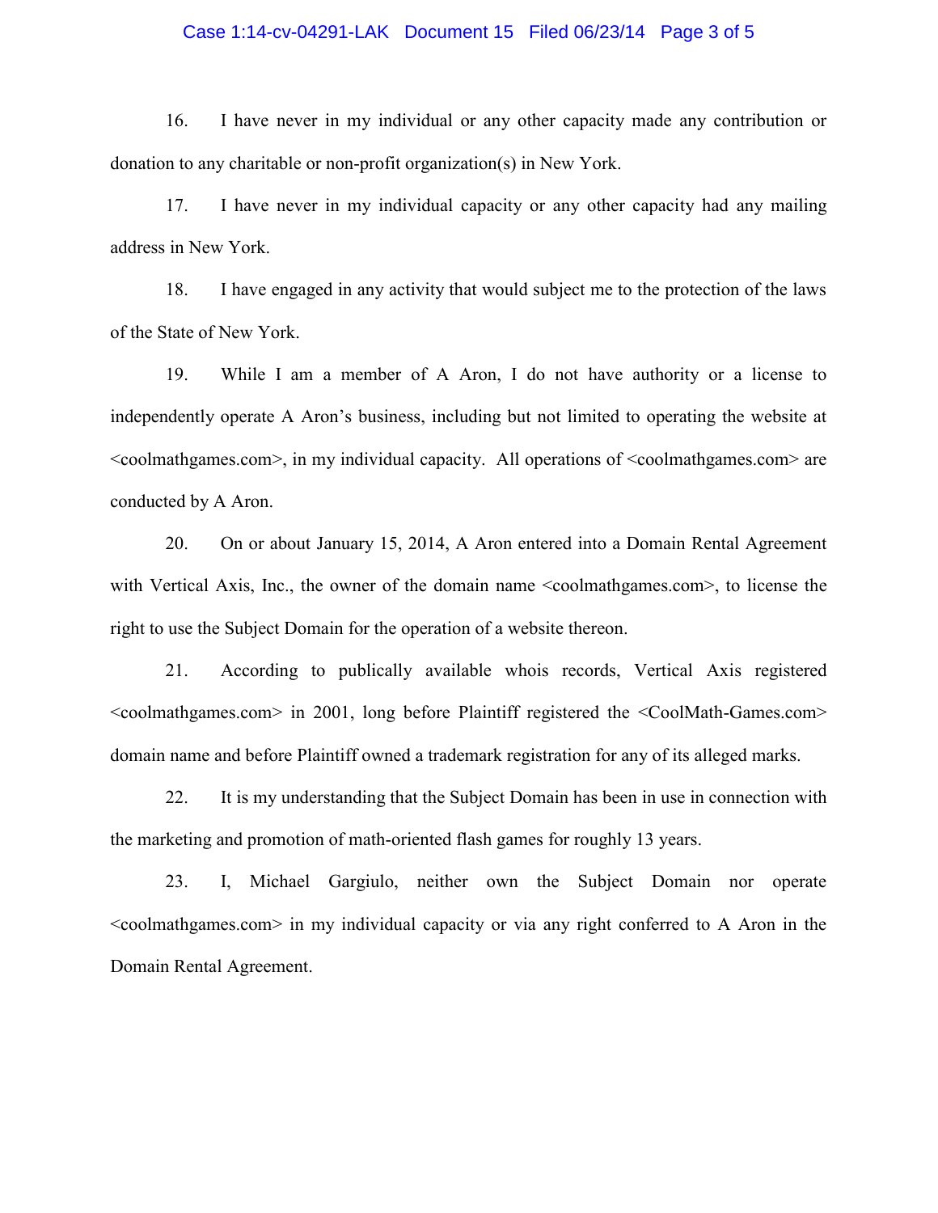16. I have never in my individual or any other capacity made any contribution or donation to any charitable or non-profit organization(s) in New York.

17. I have never in my individual capacity or any other capacity had any mailing address in New York.

18. I have engaged in any activity that would subject me to the protection of the laws of the State of New York.

19. While I am a member of A Aron, I do not have authority or a license to independently operate A Aron's business, including but not limited to operating the website at <coolmathgames.com>, in my individual capacity. All operations of <coolmathgames.com> are conducted by A Aron.

20. On or about January 15, 2014, A Aron entered into a Domain Rental Agreement with Vertical Axis, Inc., the owner of the domain name <coolmathgames.com>, to license the right to use the Subject Domain for the operation of a website thereon.

21. According to publically available whois records, Vertical Axis registered <coolmathgames.com> in 2001, long before Plaintiff registered the <CoolMath-Games.com> domain name and before Plaintiff owned a trademark registration for any of its alleged marks.

22. It is my understanding that the Subject Domain has been in use in connection with the marketing and promotion of math-oriented flash games for roughly 13 years.

23. I, Michael Gargiulo, neither own the Subject Domain nor operate <coolmathgames.com> in my individual capacity or via any right conferred to A Aron in the Domain Rental Agreement.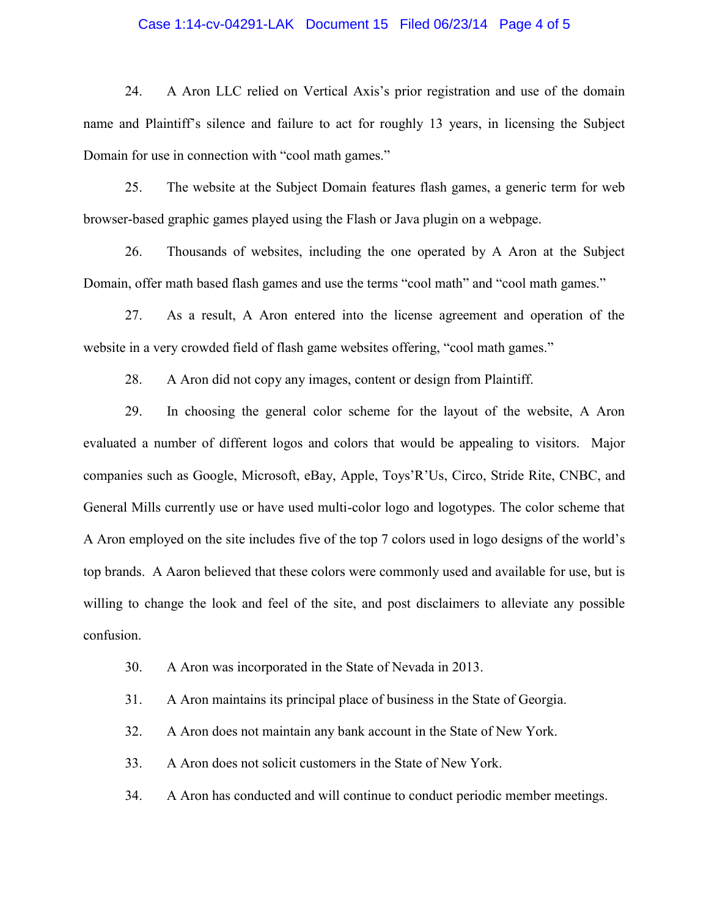24. A Aron LLC relied on Vertical Axis's prior registration and use of the domain name and Plaintiff's silence and failure to act for roughly 13 years, in licensing the Subject Domain for use in connection with "cool math games."

25. The website at the Subject Domain features flash games, a generic term for web browser-based graphic games played using the Flash or Java plugin on a webpage.

26. Thousands of websites, including the one operated by A Aron at the Subject Domain, offer math based flash games and use the terms "cool math" and "cool math games."

27. As a result, A Aron entered into the license agreement and operation of the website in a very crowded field of flash game websites offering, "cool math games."

28. A Aron did not copy any images, content or design from Plaintiff.

29. In choosing the general color scheme for the layout of the website, A Aron evaluated a number of different logos and colors that would be appealing to visitors. Major companies such as Google, Microsoft, eBay, Apple, Toys'R'Us, Circo, Stride Rite, CNBC, and General Mills currently use or have used multi-color logo and logotypes. The color scheme that A Aron employed on the site includes five of the top 7 colors used in logo designs of the world's top brands. A Aaron believed that these colors were commonly used and available for use, but is willing to change the look and feel of the site, and post disclaimers to alleviate any possible confusion.

30. A Aron was incorporated in the State of Nevada in 2013.

31. A Aron maintains its principal place of business in the State of Georgia.

32. A Aron does not maintain any bank account in the State of New York.

33. A Aron does not solicit customers in the State of New York.

34. A Aron has conducted and will continue to conduct periodic member meetings.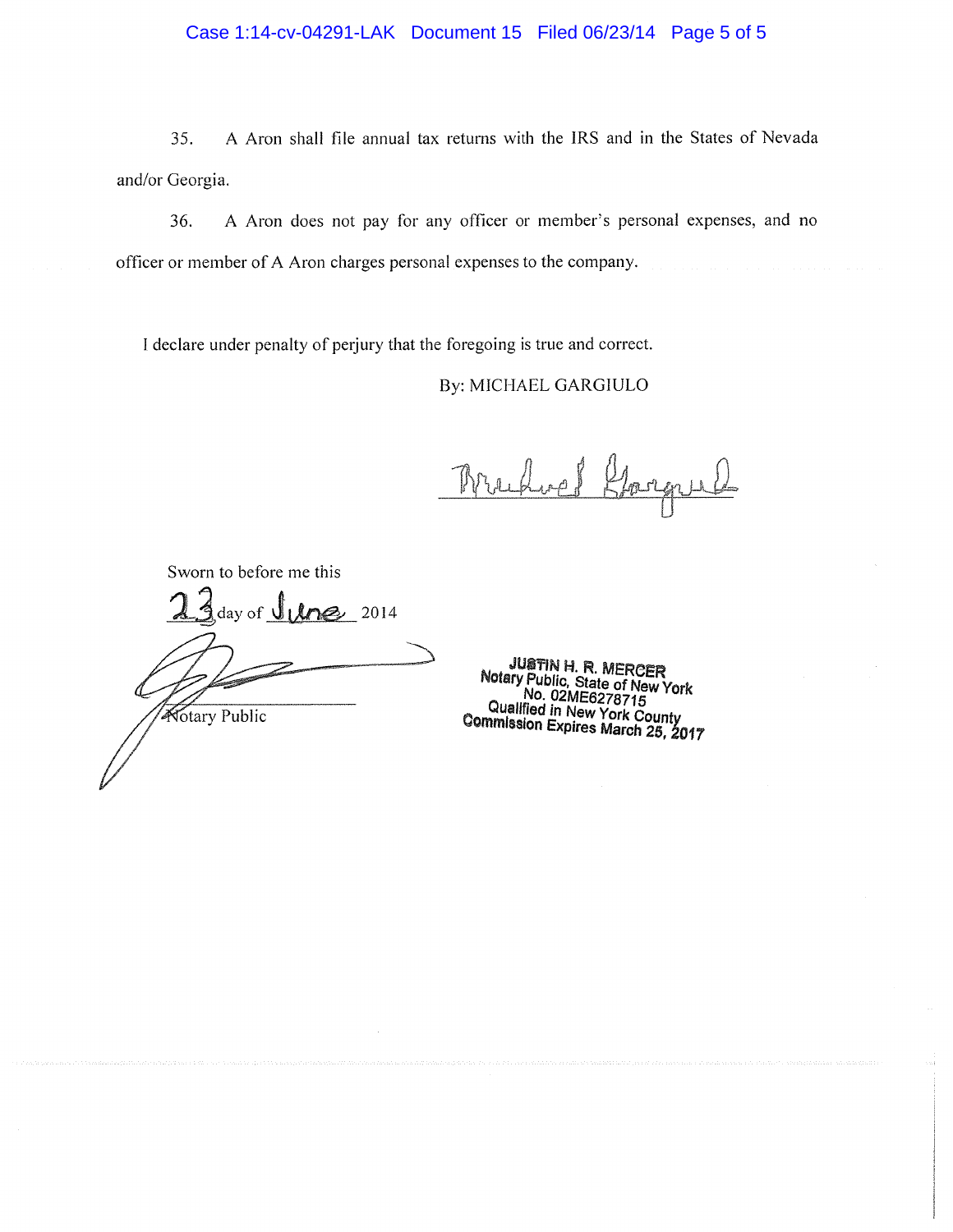35. A Aron shall file annual tax returns with the IRS and in the States of Nevada and/or Georgia.

36. A Aron does not pay for any officer or member's personal expenses, and no officer or member of A Aron charges personal expenses to the company.

I declare under penalty of perjury that the foregoing is true and correct.

By: MICHAEL GARGIULO

Sworn to before me this 23 day of June 2014

Notary Public

JUSTIN H. R. MERCER
Notary Public, State of New York
No. 02ME6278715
Qualified in New York County
Commission Expires March 25, 2017